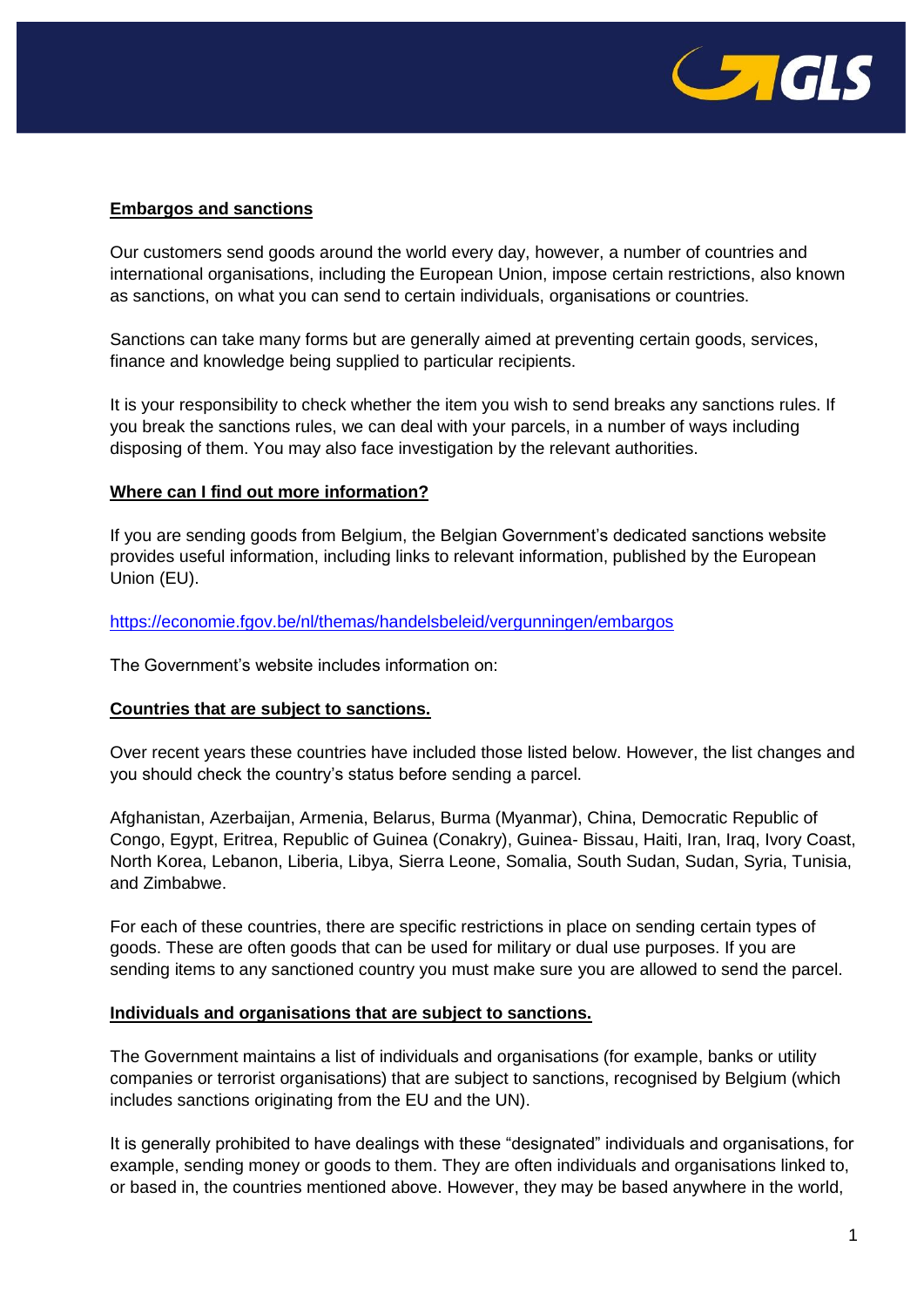## Embargos and sanctions

Our customers send goods around the world every day, however, a number of countries and international organisations, including the European Union, impose certain restrictions, also known as sanctions, on what you can send to certain individuals, organisations or countries.

Sanctions can take many forms but are generally aimed at preventing certain goods, services, finance and knowledge being supplied to particular recipients.

It is your responsibility to check whether the item you wish to send breaks any sanctions rules. If you break the sanctions rules, we can deal with your parcels, in a number of ways including disposing of them. You may also face investigation by the relevant authorities.

## Where can I find out more information?

If you are sending goods from Belgium, the Belgian Government's dedicated sanctions website provides useful information, including links to relevant information, published by the European Union (EU).

[https://economie.fgov.be/nl/themas/handelsbeleid/vergunningen/embargos](https://economie.fgov.be/nl/themas/handelsbeleid/vergunningen/embargos)

The Government's website includes information on:

## Countries that are subject to sanctions.

Over recent years these countries have included those listed below. However, the list changes and you should check the country's status before sending a parcel.

Afghanistan, Azerbaijan, Armenia, Belarus, Burma (Myanmar), China, Democratic Republic of Congo, Egypt, Eritrea, Republic of Guinea (Conakry), Guinea- Bissau, Haiti, Iran, Iraq, Ivory Coast, North Korea, Lebanon, Liberia, Libya, Sierra Leone, Somalia, South Sudan, Sudan, Syria, Tunisia, and Zimbabwe.

For each of these countries, there are specific restrictions in place on sending certain types of goods. These are often goods that can be used for military or dual use purposes. If you are sending items to any sanctioned country you must make sure you are allowed to send the parcel.

## Individuals and organisations that are subject to sanctions.

The Government maintains a list of individuals and organisations (for example, banks or utility companies or terrorist organisations) that are subject to sanctions, recognised by Belgium (which includes sanctions originating from the EU and the UN).

It is generally prohibited to have dealings with these "designated" individuals and organisations, for example, sending money or goods to them. They are often individuals and organisations linked to, or based in, the countries mentioned above. However, they may be based anywhere in the world,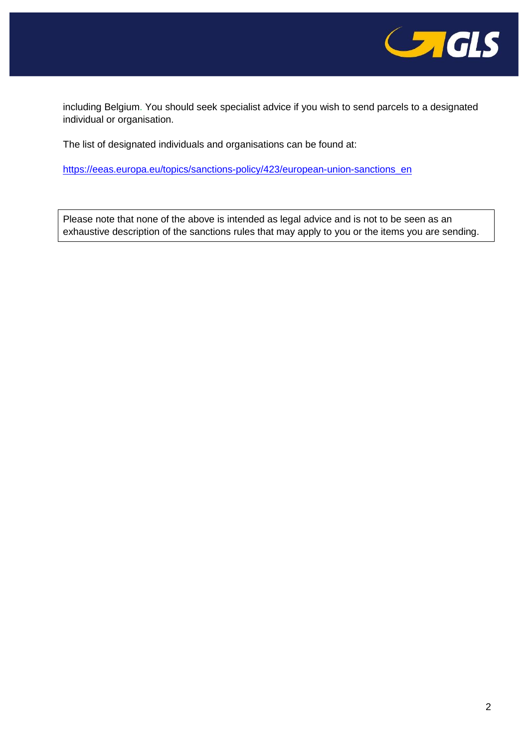including Belgium. You should seek specialist advice if you wish to send parcels to a designated individual or organisation.

The list of designated individuals and organisations can be found at:

https://eeas.europa.eu/topics/sanctions-policy/423/european-union-sanctions_en

> Please note that none of the above is intended as legal advice and is not to be seen as an exhaustive description of the sanctions rules that may apply to you or the items you are sending.